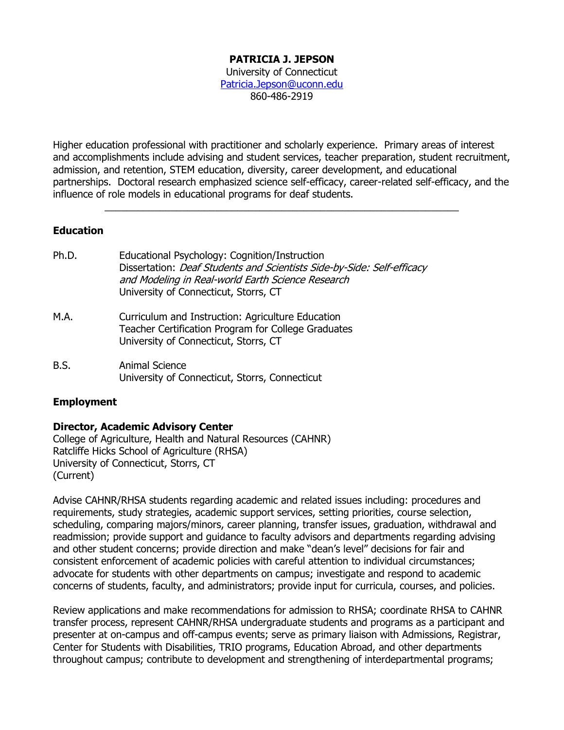# PATRICIA J. JEPSON

University of Connecticut
Patricia.Jepson@uconn.edu
860-486-2919

Higher education professional with practitioner and scholarly experience. Primary areas of interest and accomplishments include advising and student services, teacher preparation, student recruitment, admission, and retention, STEM education, diversity, career development, and educational partnerships. Doctoral research emphasized science self-efficacy, career-related self-efficacy, and the influence of role models in educational programs for deaf students.

---

## Education

Ph.D. Educational Psychology: Cognition/Instruction
Dissertation: *Deaf Students and Scientists Side-by-Side: Self-efficacy and Modeling in Real-world Earth Science Research*
University of Connecticut, Storrs, CT

M.A. Curriculum and Instruction: Agriculture Education
Teacher Certification Program for College Graduates
University of Connecticut, Storrs, CT

B.S. Animal Science
University of Connecticut, Storrs, Connecticut

## Employment

**Director, Academic Advisory Center**
College of Agriculture, Health and Natural Resources (CAHNR)
Ratcliffe Hicks School of Agriculture (RHSA)
University of Connecticut, Storrs, CT
(Current)

Advise CAHNR/RHSA students regarding academic and related issues including: procedures and requirements, study strategies, academic support services, setting priorities, course selection, scheduling, comparing majors/minors, career planning, transfer issues, graduation, withdrawal and readmission; provide support and guidance to faculty advisors and departments regarding advising and other student concerns; provide direction and make "dean's level" decisions for fair and consistent enforcement of academic policies with careful attention to individual circumstances; advocate for students with other departments on campus; investigate and respond to academic concerns of students, faculty, and administrators; provide input for curricula, courses, and policies.

Review applications and make recommendations for admission to RHSA; coordinate RHSA to CAHNR transfer process, represent CAHNR/RHSA undergraduate students and programs as a participant and presenter at on-campus and off-campus events; serve as primary liaison with Admissions, Registrar, Center for Students with Disabilities, TRIO programs, Education Abroad, and other departments throughout campus; contribute to development and strengthening of interdepartmental programs;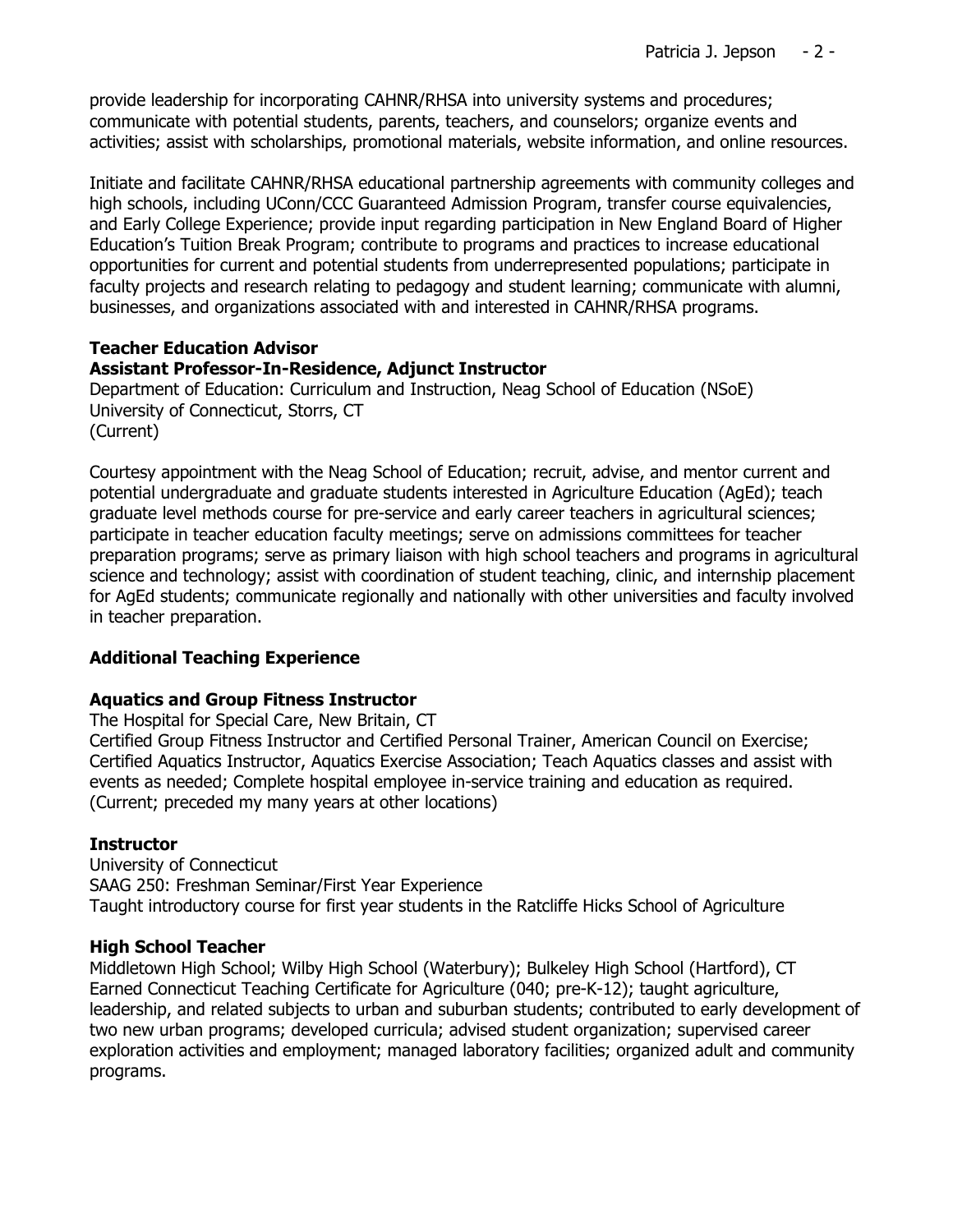provide leadership for incorporating CAHNR/RHSA into university systems and procedures; communicate with potential students, parents, teachers, and counselors; organize events and activities; assist with scholarships, promotional materials, website information, and online resources.

Initiate and facilitate CAHNR/RHSA educational partnership agreements with community colleges and high schools, including UConn/CCC Guaranteed Admission Program, transfer course equivalencies, and Early College Experience; provide input regarding participation in New England Board of Higher Education's Tuition Break Program; contribute to programs and practices to increase educational opportunities for current and potential students from underrepresented populations; participate in faculty projects and research relating to pedagogy and student learning; communicate with alumni, businesses, and organizations associated with and interested in CAHNR/RHSA programs.

**Teacher Education Advisor**
**Assistant Professor-In-Residence, Adjunct Instructor**
Department of Education: Curriculum and Instruction, Neag School of Education (NSoE)
University of Connecticut, Storrs, CT
(Current)

Courtesy appointment with the Neag School of Education; recruit, advise, and mentor current and potential undergraduate and graduate students interested in Agriculture Education (AgEd); teach graduate level methods course for pre-service and early career teachers in agricultural sciences; participate in teacher education faculty meetings; serve on admissions committees for teacher preparation programs; serve as primary liaison with high school teachers and programs in agricultural science and technology; assist with coordination of student teaching, clinic, and internship placement for AgEd students; communicate regionally and nationally with other universities and faculty involved in teacher preparation.

## Additional Teaching Experience

**Aquatics and Group Fitness Instructor**
The Hospital for Special Care, New Britain, CT
Certified Group Fitness Instructor and Certified Personal Trainer, American Council on Exercise; Certified Aquatics Instructor, Aquatics Exercise Association; Teach Aquatics classes and assist with events as needed; Complete hospital employee in-service training and education as required.
(Current; preceded my many years at other locations)

**Instructor**
University of Connecticut
SAAG 250: Freshman Seminar/First Year Experience
Taught introductory course for first year students in the Ratcliffe Hicks School of Agriculture

**High School Teacher**
Middletown High School; Wilby High School (Waterbury); Bulkeley High School (Hartford), CT
Earned Connecticut Teaching Certificate for Agriculture (040; pre-K-12); taught agriculture, leadership, and related subjects to urban and suburban students; contributed to early development of two new urban programs; developed curricula; advised student organization; supervised career exploration activities and employment; managed laboratory facilities; organized adult and community programs.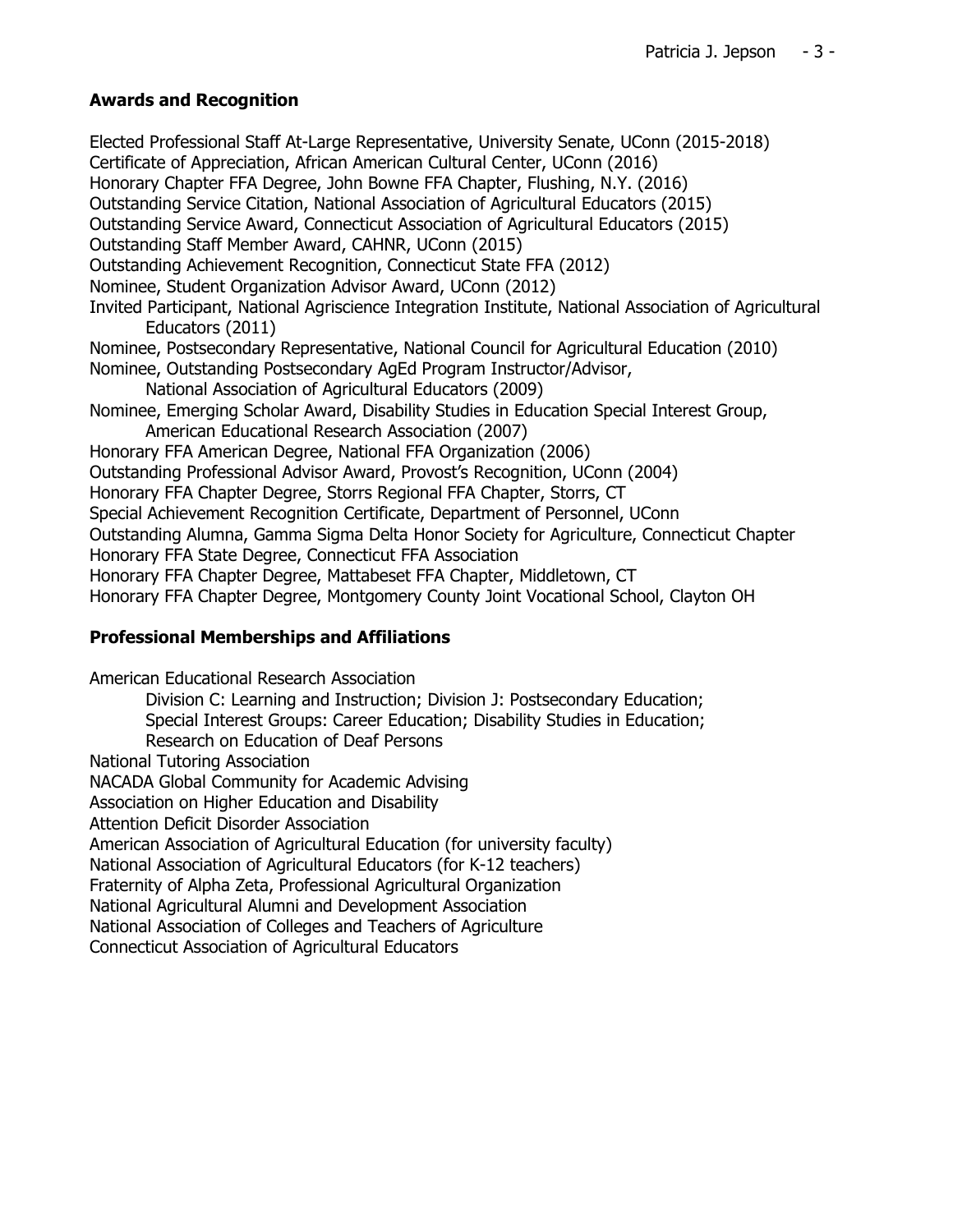## Awards and Recognition

Elected Professional Staff At-Large Representative, University Senate, UConn (2015-2018)
Certificate of Appreciation, African American Cultural Center, UConn (2016)
Honorary Chapter FFA Degree, John Bowne FFA Chapter, Flushing, N.Y. (2016)
Outstanding Service Citation, National Association of Agricultural Educators (2015)
Outstanding Service Award, Connecticut Association of Agricultural Educators (2015)
Outstanding Staff Member Award, CAHNR, UConn (2015)
Outstanding Achievement Recognition, Connecticut State FFA (2012)
Nominee, Student Organization Advisor Award, UConn (2012)
Invited Participant, National Agriscience Integration Institute, National Association of Agricultural Educators (2011)
Nominee, Postsecondary Representative, National Council for Agricultural Education (2010)
Nominee, Outstanding Postsecondary AgEd Program Instructor/Advisor, National Association of Agricultural Educators (2009)
Nominee, Emerging Scholar Award, Disability Studies in Education Special Interest Group, American Educational Research Association (2007)
Honorary FFA American Degree, National FFA Organization (2006)
Outstanding Professional Advisor Award, Provost's Recognition, UConn (2004)
Honorary FFA Chapter Degree, Storrs Regional FFA Chapter, Storrs, CT
Special Achievement Recognition Certificate, Department of Personnel, UConn
Outstanding Alumna, Gamma Sigma Delta Honor Society for Agriculture, Connecticut Chapter
Honorary FFA State Degree, Connecticut FFA Association
Honorary FFA Chapter Degree, Mattabeset FFA Chapter, Middletown, CT
Honorary FFA Chapter Degree, Montgomery County Joint Vocational School, Clayton OH

## Professional Memberships and Affiliations

American Educational Research Association
  Division C: Learning and Instruction; Division J: Postsecondary Education;
  Special Interest Groups: Career Education; Disability Studies in Education;
  Research on Education of Deaf Persons
National Tutoring Association
NACADA Global Community for Academic Advising
Association on Higher Education and Disability
Attention Deficit Disorder Association
American Association of Agricultural Education (for university faculty)
National Association of Agricultural Educators (for K-12 teachers)
Fraternity of Alpha Zeta, Professional Agricultural Organization
National Agricultural Alumni and Development Association
National Association of Colleges and Teachers of Agriculture
Connecticut Association of Agricultural Educators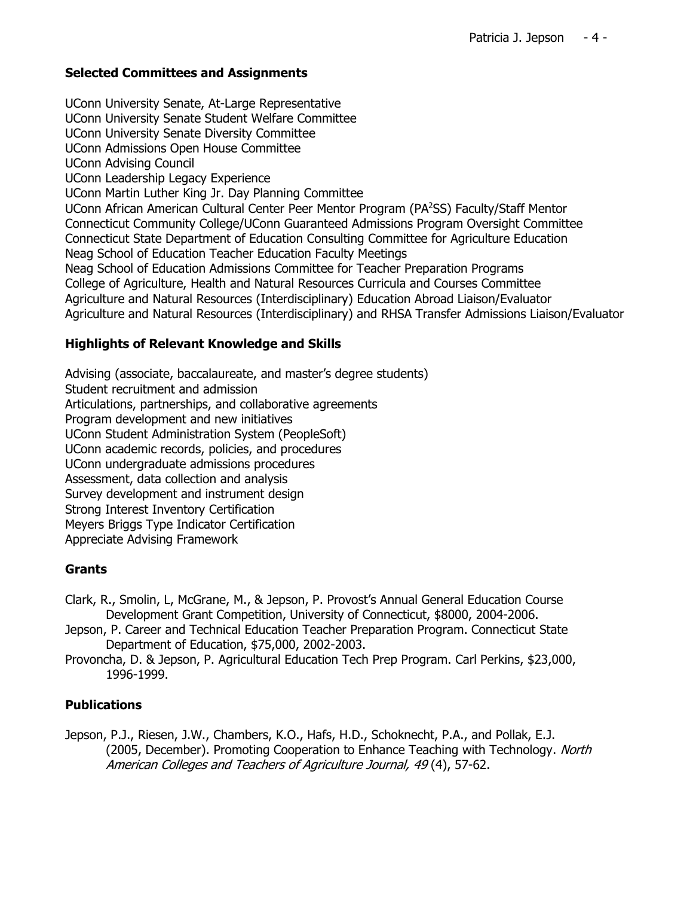## Selected Committees and Assignments

UConn University Senate, At-Large Representative
UConn University Senate Student Welfare Committee
UConn University Senate Diversity Committee
UConn Admissions Open House Committee
UConn Advising Council
UConn Leadership Legacy Experience
UConn Martin Luther King Jr. Day Planning Committee
UConn African American Cultural Center Peer Mentor Program (PA$^2$SS) Faculty/Staff Mentor
Connecticut Community College/UConn Guaranteed Admissions Program Oversight Committee
Connecticut State Department of Education Consulting Committee for Agriculture Education
Neag School of Education Teacher Education Faculty Meetings
Neag School of Education Admissions Committee for Teacher Preparation Programs
College of Agriculture, Health and Natural Resources Curricula and Courses Committee
Agriculture and Natural Resources (Interdisciplinary) Education Abroad Liaison/Evaluator
Agriculture and Natural Resources (Interdisciplinary) and RHSA Transfer Admissions Liaison/Evaluator

## Highlights of Relevant Knowledge and Skills

Advising (associate, baccalaureate, and master's degree students)
Student recruitment and admission
Articulations, partnerships, and collaborative agreements
Program development and new initiatives
UConn Student Administration System (PeopleSoft)
UConn academic records, policies, and procedures
UConn undergraduate admissions procedures
Assessment, data collection and analysis
Survey development and instrument design
Strong Interest Inventory Certification
Meyers Briggs Type Indicator Certification
Appreciate Advising Framework

## Grants

Clark, R., Smolin, L, McGrane, M., & Jepson, P. Provost's Annual General Education Course Development Grant Competition, University of Connecticut, $8000, 2004-2006.

Jepson, P. Career and Technical Education Teacher Preparation Program. Connecticut State Department of Education, $75,000, 2002-2003.

Provoncha, D. & Jepson, P. Agricultural Education Tech Prep Program. Carl Perkins, $23,000, 1996-1999.

## Publications

Jepson, P.J., Riesen, J.W., Chambers, K.O., Hafs, H.D., Schoknecht, P.A., and Pollak, E.J. (2005, December). Promoting Cooperation to Enhance Teaching with Technology. *North American Colleges and Teachers of Agriculture Journal, 49* (4), 57-62.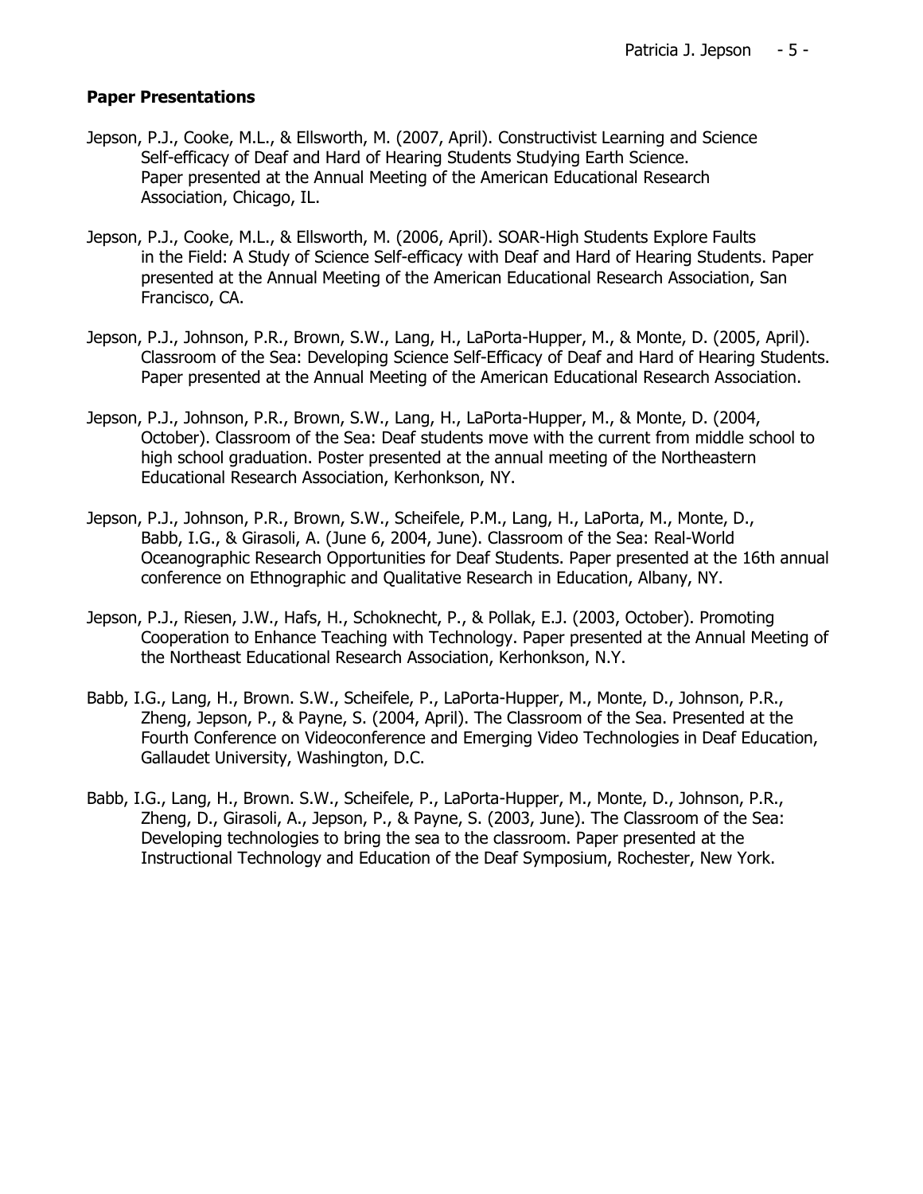**Paper Presentations**

Jepson, P.J., Cooke, M.L., & Ellsworth, M. (2007, April). Constructivist Learning and Science Self-efficacy of Deaf and Hard of Hearing Students Studying Earth Science. Paper presented at the Annual Meeting of the American Educational Research Association, Chicago, IL.

Jepson, P.J., Cooke, M.L., & Ellsworth, M. (2006, April). SOAR-High Students Explore Faults in the Field: A Study of Science Self-efficacy with Deaf and Hard of Hearing Students. Paper presented at the Annual Meeting of the American Educational Research Association, San Francisco, CA.

Jepson, P.J., Johnson, P.R., Brown, S.W., Lang, H., LaPorta-Hupper, M., & Monte, D. (2005, April). Classroom of the Sea: Developing Science Self-Efficacy of Deaf and Hard of Hearing Students. Paper presented at the Annual Meeting of the American Educational Research Association.

Jepson, P.J., Johnson, P.R., Brown, S.W., Lang, H., LaPorta-Hupper, M., & Monte, D. (2004, October). Classroom of the Sea: Deaf students move with the current from middle school to high school graduation. Poster presented at the annual meeting of the Northeastern Educational Research Association, Kerhonkson, NY.

Jepson, P.J., Johnson, P.R., Brown, S.W., Scheifele, P.M., Lang, H., LaPorta, M., Monte, D., Babb, I.G., & Girasoli, A. (June 6, 2004, June). Classroom of the Sea: Real-World Oceanographic Research Opportunities for Deaf Students. Paper presented at the 16th annual conference on Ethnographic and Qualitative Research in Education, Albany, NY.

Jepson, P.J., Riesen, J.W., Hafs, H., Schoknecht, P., & Pollak, E.J. (2003, October). Promoting Cooperation to Enhance Teaching with Technology. Paper presented at the Annual Meeting of the Northeast Educational Research Association, Kerhonkson, N.Y.

Babb, I.G., Lang, H., Brown. S.W., Scheifele, P., LaPorta-Hupper, M., Monte, D., Johnson, P.R., Zheng, Jepson, P., & Payne, S. (2004, April). The Classroom of the Sea. Presented at the Fourth Conference on Videoconference and Emerging Video Technologies in Deaf Education, Gallaudet University, Washington, D.C.

Babb, I.G., Lang, H., Brown. S.W., Scheifele, P., LaPorta-Hupper, M., Monte, D., Johnson, P.R., Zheng, D., Girasoli, A., Jepson, P., & Payne, S. (2003, June). The Classroom of the Sea: Developing technologies to bring the sea to the classroom. Paper presented at the Instructional Technology and Education of the Deaf Symposium, Rochester, New York.